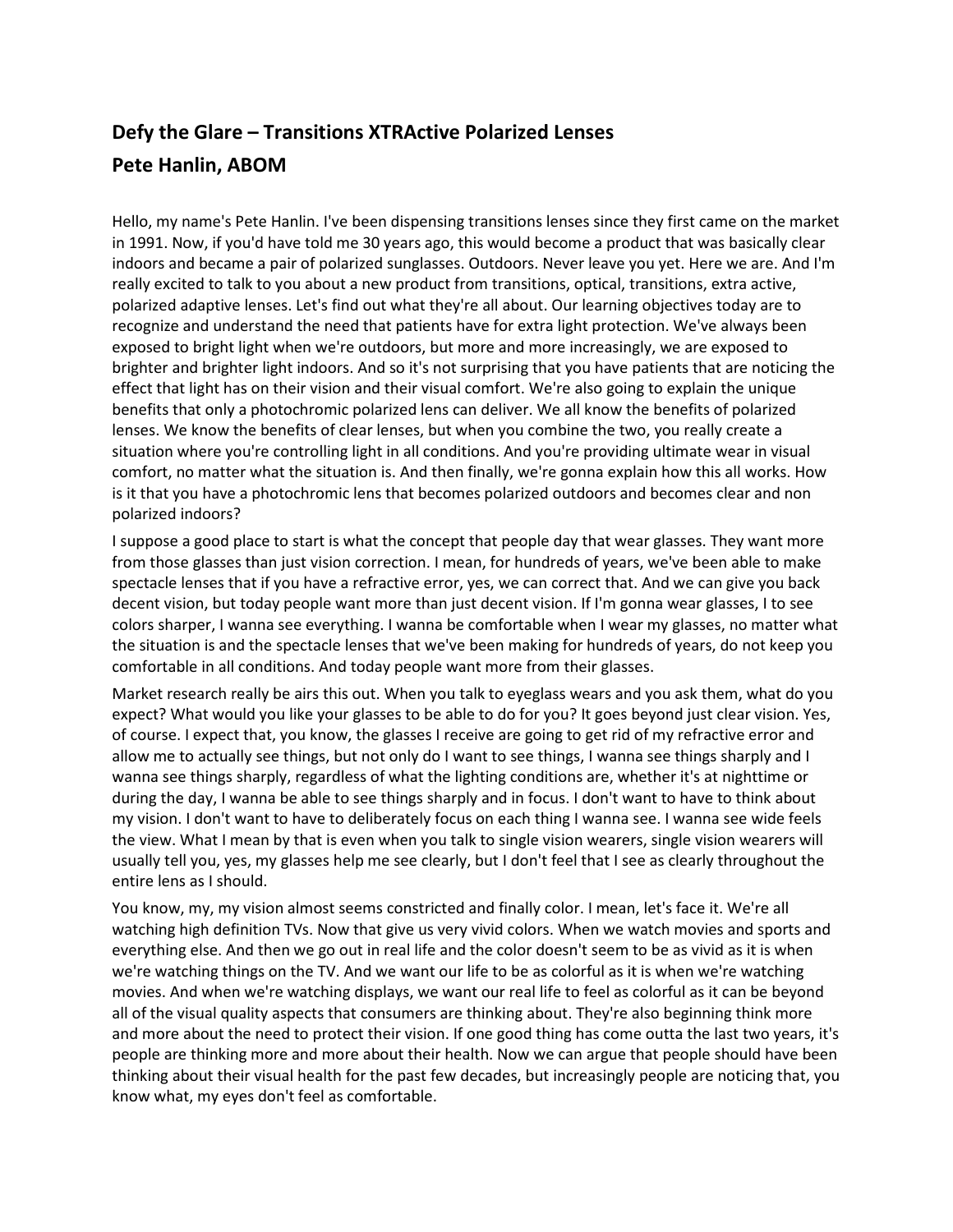## Defy the Glare – Transitions XTRActive Polarized Lenses
## Pete Hanlin, ABOM

Hello, my name's Pete Hanlin. I've been dispensing transitions lenses since they first came on the market in 1991. Now, if you'd have told me 30 years ago, this would become a product that was basically clear indoors and became a pair of polarized sunglasses. Outdoors. Never leave you yet. Here we are. And I'm really excited to talk to you about a new product from transitions, optical, transitions, extra active, polarized adaptive lenses. Let's find out what they're all about. Our learning objectives today are to recognize and understand the need that patients have for extra light protection. We've always been exposed to bright light when we're outdoors, but more and more increasingly, we are exposed to brighter and brighter light indoors. And so it's not surprising that you have patients that are noticing the effect that light has on their vision and their visual comfort. We're also going to explain the unique benefits that only a photochromic polarized lens can deliver. We all know the benefits of polarized lenses. We know the benefits of clear lenses, but when you combine the two, you really create a situation where you're controlling light in all conditions. And you're providing ultimate wear in visual comfort, no matter what the situation is. And then finally, we're gonna explain how this all works. How is it that you have a photochromic lens that becomes polarized outdoors and becomes clear and non polarized indoors?

I suppose a good place to start is what the concept that people day that wear glasses. They want more from those glasses than just vision correction. I mean, for hundreds of years, we've been able to make spectacle lenses that if you have a refractive error, yes, we can correct that. And we can give you back decent vision, but today people want more than just decent vision. If I'm gonna wear glasses, I to see colors sharper, I wanna see everything. I wanna be comfortable when I wear my glasses, no matter what the situation is and the spectacle lenses that we've been making for hundreds of years, do not keep you comfortable in all conditions. And today people want more from their glasses.

Market research really be airs this out. When you talk to eyeglass wears and you ask them, what do you expect? What would you like your glasses to be able to do for you? It goes beyond just clear vision. Yes, of course. I expect that, you know, the glasses I receive are going to get rid of my refractive error and allow me to actually see things, but not only do I want to see things, I wanna see things sharply and I wanna see things sharply, regardless of what the lighting conditions are, whether it's at nighttime or during the day, I wanna be able to see things sharply and in focus. I don't want to have to think about my vision. I don't want to have to deliberately focus on each thing I wanna see. I wanna see wide feels the view. What I mean by that is even when you talk to single vision wearers, single vision wearers will usually tell you, yes, my glasses help me see clearly, but I don't feel that I see as clearly throughout the entire lens as I should.

You know, my, my vision almost seems constricted and finally color. I mean, let's face it. We're all watching high definition TVs. Now that give us very vivid colors. When we watch movies and sports and everything else. And then we go out in real life and the color doesn't seem to be as vivid as it is when we're watching things on the TV. And we want our life to be as colorful as it is when we're watching movies. And when we're watching displays, we want our real life to feel as colorful as it can be beyond all of the visual quality aspects that consumers are thinking about. They're also beginning think more and more about the need to protect their vision. If one good thing has come outta the last two years, it's people are thinking more and more about their health. Now we can argue that people should have been thinking about their visual health for the past few decades, but increasingly people are noticing that, you know what, my eyes don't feel as comfortable.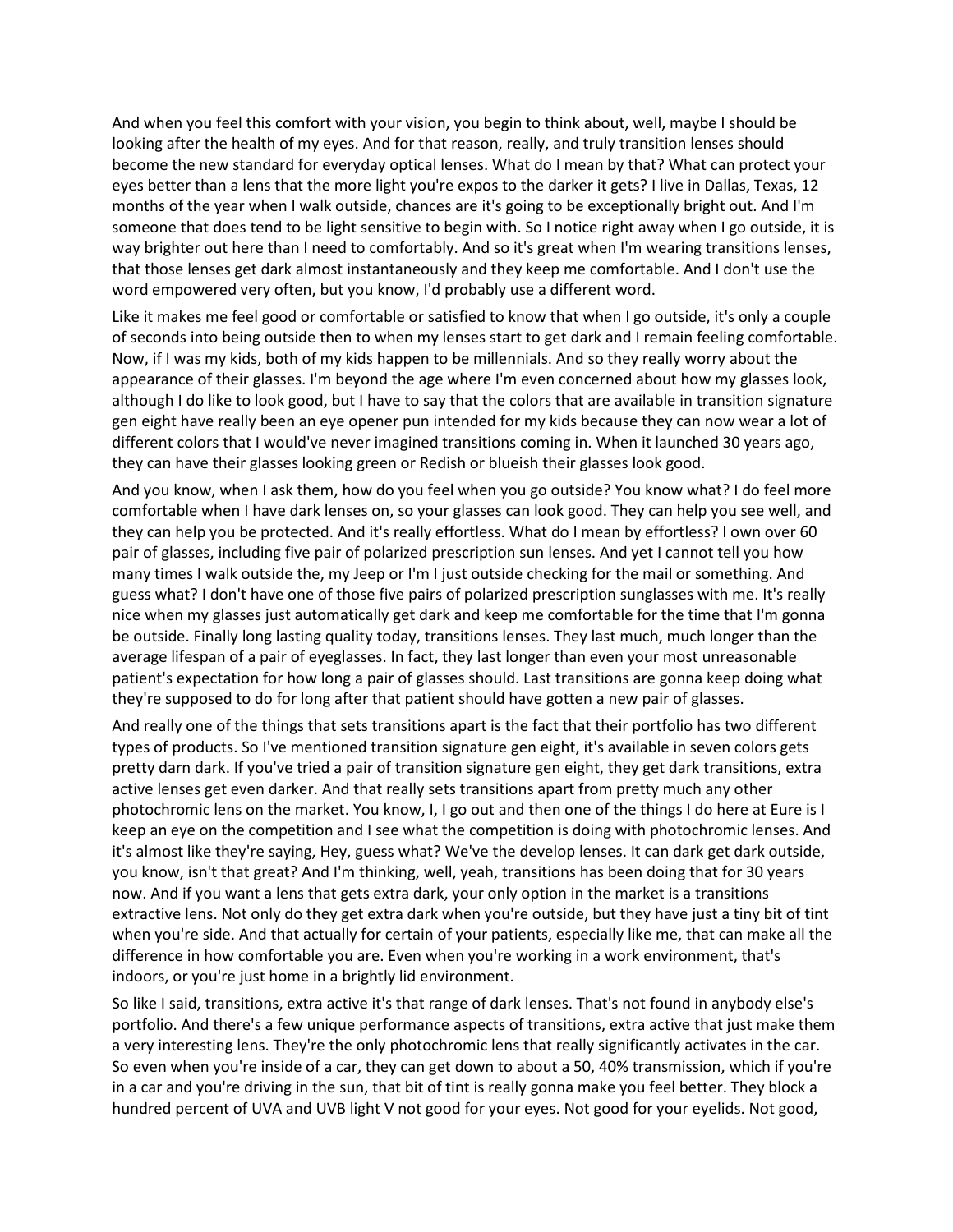And when you feel this comfort with your vision, you begin to think about, well, maybe I should be looking after the health of my eyes. And for that reason, really, and truly transition lenses should become the new standard for everyday optical lenses. What do I mean by that? What can protect your eyes better than a lens that the more light you're expos to the darker it gets? I live in Dallas, Texas, 12 months of the year when I walk outside, chances are it's going to be exceptionally bright out. And I'm someone that does tend to be light sensitive to begin with. So I notice right away when I go outside, it is way brighter out here than I need to comfortably. And so it's great when I'm wearing transitions lenses, that those lenses get dark almost instantaneously and they keep me comfortable. And I don't use the word empowered very often, but you know, I'd probably use a different word.

Like it makes me feel good or comfortable or satisfied to know that when I go outside, it's only a couple of seconds into being outside then to when my lenses start to get dark and I remain feeling comfortable. Now, if I was my kids, both of my kids happen to be millennials. And so they really worry about the appearance of their glasses. I'm beyond the age where I'm even concerned about how my glasses look, although I do like to look good, but I have to say that the colors that are available in transition signature gen eight have really been an eye opener pun intended for my kids because they can now wear a lot of different colors that I would've never imagined transitions coming in. When it launched 30 years ago, they can have their glasses looking green or Redish or blueish their glasses look good.

And you know, when I ask them, how do you feel when you go outside? You know what? I do feel more comfortable when I have dark lenses on, so your glasses can look good. They can help you see well, and they can help you be protected. And it's really effortless. What do I mean by effortless? I own over 60 pair of glasses, including five pair of polarized prescription sun lenses. And yet I cannot tell you how many times I walk outside the, my Jeep or I'm I just outside checking for the mail or something. And guess what? I don't have one of those five pairs of polarized prescription sunglasses with me. It's really nice when my glasses just automatically get dark and keep me comfortable for the time that I'm gonna be outside. Finally long lasting quality today, transitions lenses. They last much, much longer than the average lifespan of a pair of eyeglasses. In fact, they last longer than even your most unreasonable patient's expectation for how long a pair of glasses should. Last transitions are gonna keep doing what they're supposed to do for long after that patient should have gotten a new pair of glasses.

And really one of the things that sets transitions apart is the fact that their portfolio has two different types of products. So I've mentioned transition signature gen eight, it's available in seven colors gets pretty darn dark. If you've tried a pair of transition signature gen eight, they get dark transitions, extra active lenses get even darker. And that really sets transitions apart from pretty much any other photochromic lens on the market. You know, I, I go out and then one of the things I do here at Eure is I keep an eye on the competition and I see what the competition is doing with photochromic lenses. And it's almost like they're saying, Hey, guess what? We've the develop lenses. It can dark get dark outside, you know, isn't that great? And I'm thinking, well, yeah, transitions has been doing that for 30 years now. And if you want a lens that gets extra dark, your only option in the market is a transitions extractive lens. Not only do they get extra dark when you're outside, but they have just a tiny bit of tint when you're side. And that actually for certain of your patients, especially like me, that can make all the difference in how comfortable you are. Even when you're working in a work environment, that's indoors, or you're just home in a brightly lid environment.

So like I said, transitions, extra active it's that range of dark lenses. That's not found in anybody else's portfolio. And there's a few unique performance aspects of transitions, extra active that just make them a very interesting lens. They're the only photochromic lens that really significantly activates in the car. So even when you're inside of a car, they can get down to about a 50, 40% transmission, which if you're in a car and you're driving in the sun, that bit of tint is really gonna make you feel better. They block a hundred percent of UVA and UVB light V not good for your eyes. Not good for your eyelids. Not good,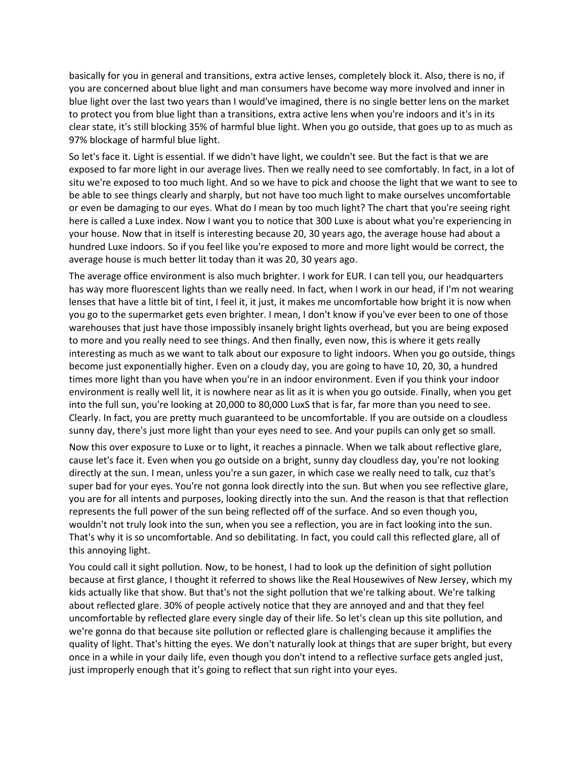basically for you in general and transitions, extra active lenses, completely block it. Also, there is no, if you are concerned about blue light and man consumers have become way more involved and inner in blue light over the last two years than I would've imagined, there is no single better lens on the market to protect you from blue light than a transitions, extra active lens when you're indoors and it's in its clear state, it's still blocking 35% of harmful blue light. When you go outside, that goes up to as much as 97% blockage of harmful blue light.

So let's face it. Light is essential. If we didn't have light, we couldn't see. But the fact is that we are exposed to far more light in our average lives. Then we really need to see comfortably. In fact, in a lot of situ we're exposed to too much light. And so we have to pick and choose the light that we want to see to be able to see things clearly and sharply, but not have too much light to make ourselves uncomfortable or even be damaging to our eyes. What do I mean by too much light? The chart that you're seeing right here is called a Luxe index. Now I want you to notice that 300 Luxe is about what you're experiencing in your house. Now that in itself is interesting because 20, 30 years ago, the average house had about a hundred Luxe indoors. So if you feel like you're exposed to more and more light would be correct, the average house is much better lit today than it was 20, 30 years ago.

The average office environment is also much brighter. I work for EUR. I can tell you, our headquarters has way more fluorescent lights than we really need. In fact, when I work in our head, if I'm not wearing lenses that have a little bit of tint, I feel it, it just, it makes me uncomfortable how bright it is now when you go to the supermarket gets even brighter. I mean, I don't know if you've ever been to one of those warehouses that just have those impossibly insanely bright lights overhead, but you are being exposed to more and you really need to see things. And then finally, even now, this is where it gets really interesting as much as we want to talk about our exposure to light indoors. When you go outside, things become just exponentially higher. Even on a cloudy day, you are going to have 10, 20, 30, a hundred times more light than you have when you're in an indoor environment. Even if you think your indoor environment is really well lit, it is nowhere near as lit as it is when you go outside. Finally, when you get into the full sun, you're looking at 20,000 to 80,000 LuxS that is far, far more than you need to see. Clearly. In fact, you are pretty much guaranteed to be uncomfortable. If you are outside on a cloudless sunny day, there's just more light than your eyes need to see. And your pupils can only get so small.

Now this over exposure to Luxe or to light, it reaches a pinnacle. When we talk about reflective glare, cause let's face it. Even when you go outside on a bright, sunny day cloudless day, you're not looking directly at the sun. I mean, unless you're a sun gazer, in which case we really need to talk, cuz that's super bad for your eyes. You're not gonna look directly into the sun. But when you see reflective glare, you are for all intents and purposes, looking directly into the sun. And the reason is that that reflection represents the full power of the sun being reflected off of the surface. And so even though you, wouldn't not truly look into the sun, when you see a reflection, you are in fact looking into the sun. That's why it is so uncomfortable. And so debilitating. In fact, you could call this reflected glare, all of this annoying light.

You could call it sight pollution. Now, to be honest, I had to look up the definition of sight pollution because at first glance, I thought it referred to shows like the Real Housewives of New Jersey, which my kids actually like that show. But that's not the sight pollution that we're talking about. We're talking about reflected glare. 30% of people actively notice that they are annoyed and and that they feel uncomfortable by reflected glare every single day of their life. So let's clean up this site pollution, and we're gonna do that because site pollution or reflected glare is challenging because it amplifies the quality of light. That's hitting the eyes. We don't naturally look at things that are super bright, but every once in a while in your daily life, even though you don't intend to a reflective surface gets angled just, just improperly enough that it's going to reflect that sun right into your eyes.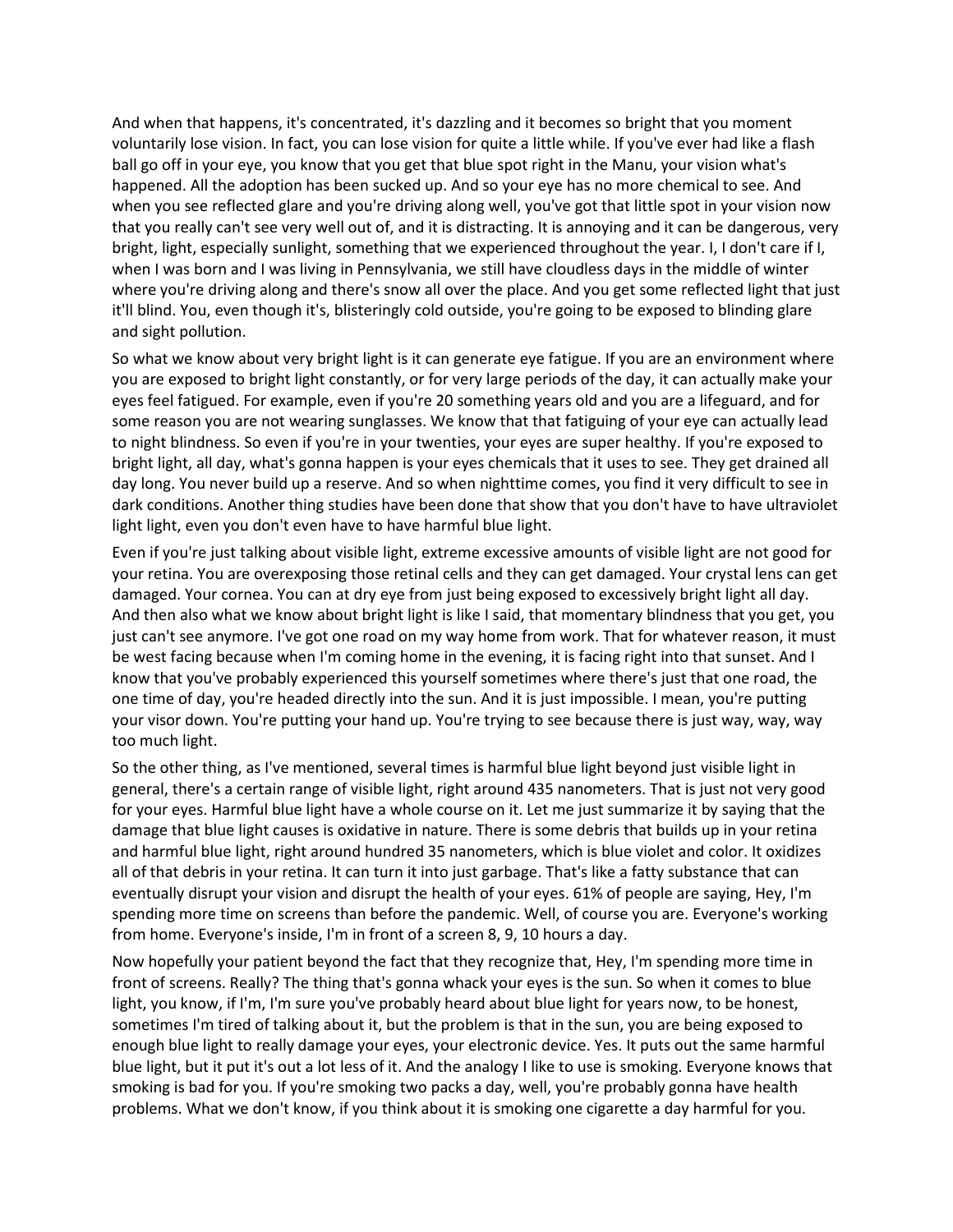And when that happens, it's concentrated, it's dazzling and it becomes so bright that you moment voluntarily lose vision. In fact, you can lose vision for quite a little while. If you've ever had like a flash ball go off in your eye, you know that you get that blue spot right in the Manu, your vision what's happened. All the adoption has been sucked up. And so your eye has no more chemical to see. And when you see reflected glare and you're driving along well, you've got that little spot in your vision now that you really can't see very well out of, and it is distracting. It is annoying and it can be dangerous, very bright, light, especially sunlight, something that we experienced throughout the year. I, I don't care if I, when I was born and I was living in Pennsylvania, we still have cloudless days in the middle of winter where you're driving along and there's snow all over the place. And you get some reflected light that just it'll blind. You, even though it's, blisteringly cold outside, you're going to be exposed to blinding glare and sight pollution.

So what we know about very bright light is it can generate eye fatigue. If you are an environment where you are exposed to bright light constantly, or for very large periods of the day, it can actually make your eyes feel fatigued. For example, even if you're 20 something years old and you are a lifeguard, and for some reason you are not wearing sunglasses. We know that that fatiguing of your eye can actually lead to night blindness. So even if you're in your twenties, your eyes are super healthy. If you're exposed to bright light, all day, what's gonna happen is your eyes chemicals that it uses to see. They get drained all day long. You never build up a reserve. And so when nighttime comes, you find it very difficult to see in dark conditions. Another thing studies have been done that show that you don't have to have ultraviolet light light, even you don't even have to have harmful blue light.

Even if you're just talking about visible light, extreme excessive amounts of visible light are not good for your retina. You are overexposing those retinal cells and they can get damaged. Your crystal lens can get damaged. Your cornea. You can at dry eye from just being exposed to excessively bright light all day. And then also what we know about bright light is like I said, that momentary blindness that you get, you just can't see anymore. I've got one road on my way home from work. That for whatever reason, it must be west facing because when I'm coming home in the evening, it is facing right into that sunset. And I know that you've probably experienced this yourself sometimes where there's just that one road, the one time of day, you're headed directly into the sun. And it is just impossible. I mean, you're putting your visor down. You're putting your hand up. You're trying to see because there is just way, way, way too much light.

So the other thing, as I've mentioned, several times is harmful blue light beyond just visible light in general, there's a certain range of visible light, right around 435 nanometers. That is just not very good for your eyes. Harmful blue light have a whole course on it. Let me just summarize it by saying that the damage that blue light causes is oxidative in nature. There is some debris that builds up in your retina and harmful blue light, right around hundred 35 nanometers, which is blue violet and color. It oxidizes all of that debris in your retina. It can turn it into just garbage. That's like a fatty substance that can eventually disrupt your vision and disrupt the health of your eyes. 61% of people are saying, Hey, I'm spending more time on screens than before the pandemic. Well, of course you are. Everyone's working from home. Everyone's inside, I'm in front of a screen 8, 9, 10 hours a day.

Now hopefully your patient beyond the fact that they recognize that, Hey, I'm spending more time in front of screens. Really? The thing that's gonna whack your eyes is the sun. So when it comes to blue light, you know, if I'm, I'm sure you've probably heard about blue light for years now, to be honest, sometimes I'm tired of talking about it, but the problem is that in the sun, you are being exposed to enough blue light to really damage your eyes, your electronic device. Yes. It puts out the same harmful blue light, but it put it's out a lot less of it. And the analogy I like to use is smoking. Everyone knows that smoking is bad for you. If you're smoking two packs a day, well, you're probably gonna have health problems. What we don't know, if you think about it is smoking one cigarette a day harmful for you.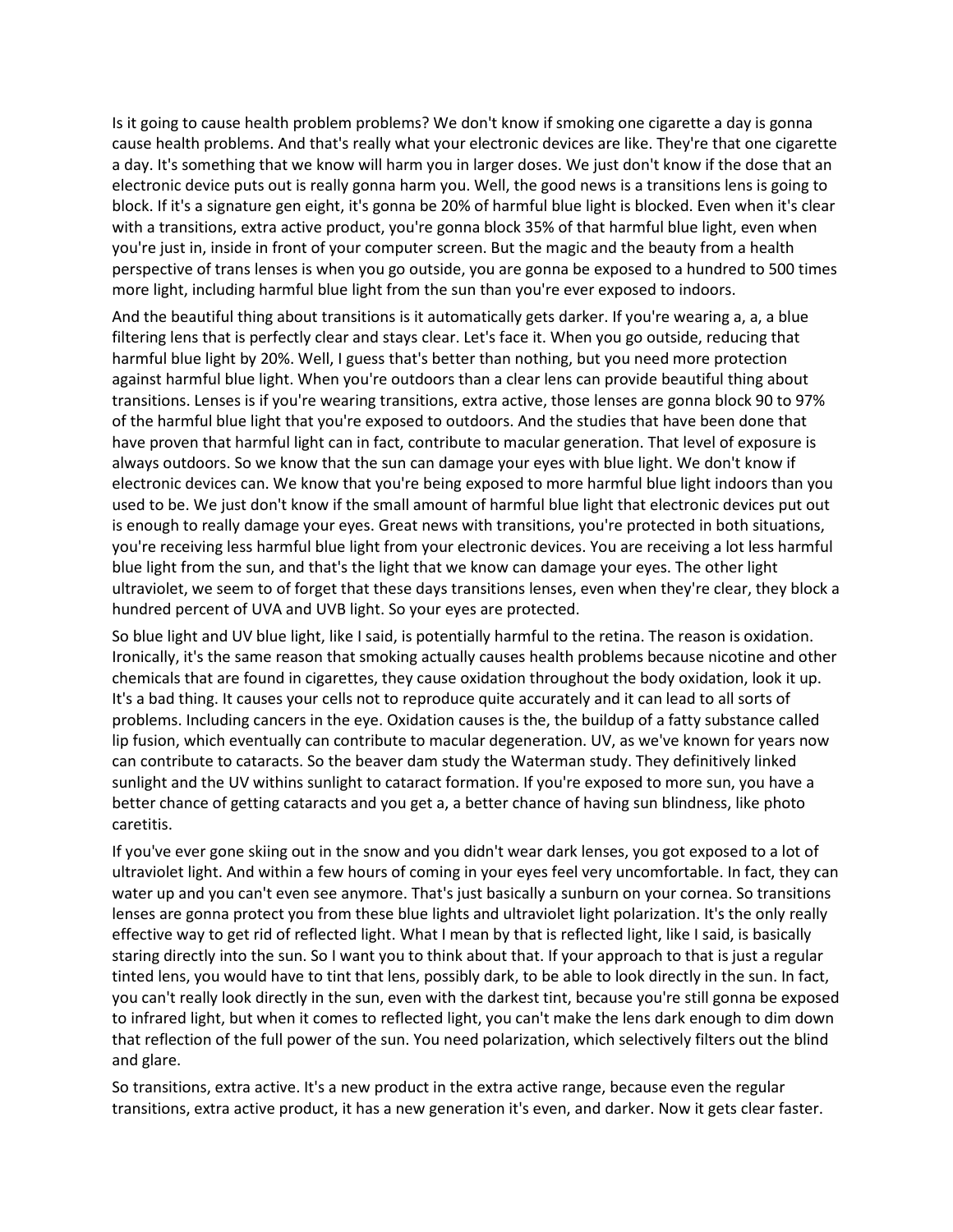Is it going to cause health problem problems? We don't know if smoking one cigarette a day is gonna cause health problems. And that's really what your electronic devices are like. They're that one cigarette a day. It's something that we know will harm you in larger doses. We just don't know if the dose that an electronic device puts out is really gonna harm you. Well, the good news is a transitions lens is going to block. If it's a signature gen eight, it's gonna be 20% of harmful blue light is blocked. Even when it's clear with a transitions, extra active product, you're gonna block 35% of that harmful blue light, even when you're just in, inside in front of your computer screen. But the magic and the beauty from a health perspective of trans lenses is when you go outside, you are gonna be exposed to a hundred to 500 times more light, including harmful blue light from the sun than you're ever exposed to indoors.

And the beautiful thing about transitions is it automatically gets darker. If you're wearing a, a, a blue filtering lens that is perfectly clear and stays clear. Let's face it. When you go outside, reducing that harmful blue light by 20%. Well, I guess that's better than nothing, but you need more protection against harmful blue light. When you're outdoors than a clear lens can provide beautiful thing about transitions. Lenses is if you're wearing transitions, extra active, those lenses are gonna block 90 to 97% of the harmful blue light that you're exposed to outdoors. And the studies that have been done that have proven that harmful light can in fact, contribute to macular generation. That level of exposure is always outdoors. So we know that the sun can damage your eyes with blue light. We don't know if electronic devices can. We know that you're being exposed to more harmful blue light indoors than you used to be. We just don't know if the small amount of harmful blue light that electronic devices put out is enough to really damage your eyes. Great news with transitions, you're protected in both situations, you're receiving less harmful blue light from your electronic devices. You are receiving a lot less harmful blue light from the sun, and that's the light that we know can damage your eyes. The other light ultraviolet, we seem to of forget that these days transitions lenses, even when they're clear, they block a hundred percent of UVA and UVB light. So your eyes are protected.

So blue light and UV blue light, like I said, is potentially harmful to the retina. The reason is oxidation. Ironically, it's the same reason that smoking actually causes health problems because nicotine and other chemicals that are found in cigarettes, they cause oxidation throughout the body oxidation, look it up. It's a bad thing. It causes your cells not to reproduce quite accurately and it can lead to all sorts of problems. Including cancers in the eye. Oxidation causes is the, the buildup of a fatty substance called lip fusion, which eventually can contribute to macular degeneration. UV, as we've known for years now can contribute to cataracts. So the beaver dam study the Waterman study. They definitively linked sunlight and the UV withins sunlight to cataract formation. If you're exposed to more sun, you have a better chance of getting cataracts and you get a, a better chance of having sun blindness, like photo caretitis.

If you've ever gone skiing out in the snow and you didn't wear dark lenses, you got exposed to a lot of ultraviolet light. And within a few hours of coming in your eyes feel very uncomfortable. In fact, they can water up and you can't even see anymore. That's just basically a sunburn on your cornea. So transitions lenses are gonna protect you from these blue lights and ultraviolet light polarization. It's the only really effective way to get rid of reflected light. What I mean by that is reflected light, like I said, is basically staring directly into the sun. So I want you to think about that. If your approach to that is just a regular tinted lens, you would have to tint that lens, possibly dark, to be able to look directly in the sun. In fact, you can't really look directly in the sun, even with the darkest tint, because you're still gonna be exposed to infrared light, but when it comes to reflected light, you can't make the lens dark enough to dim down that reflection of the full power of the sun. You need polarization, which selectively filters out the blind and glare.

So transitions, extra active. It's a new product in the extra active range, because even the regular transitions, extra active product, it has a new generation it's even, and darker. Now it gets clear faster.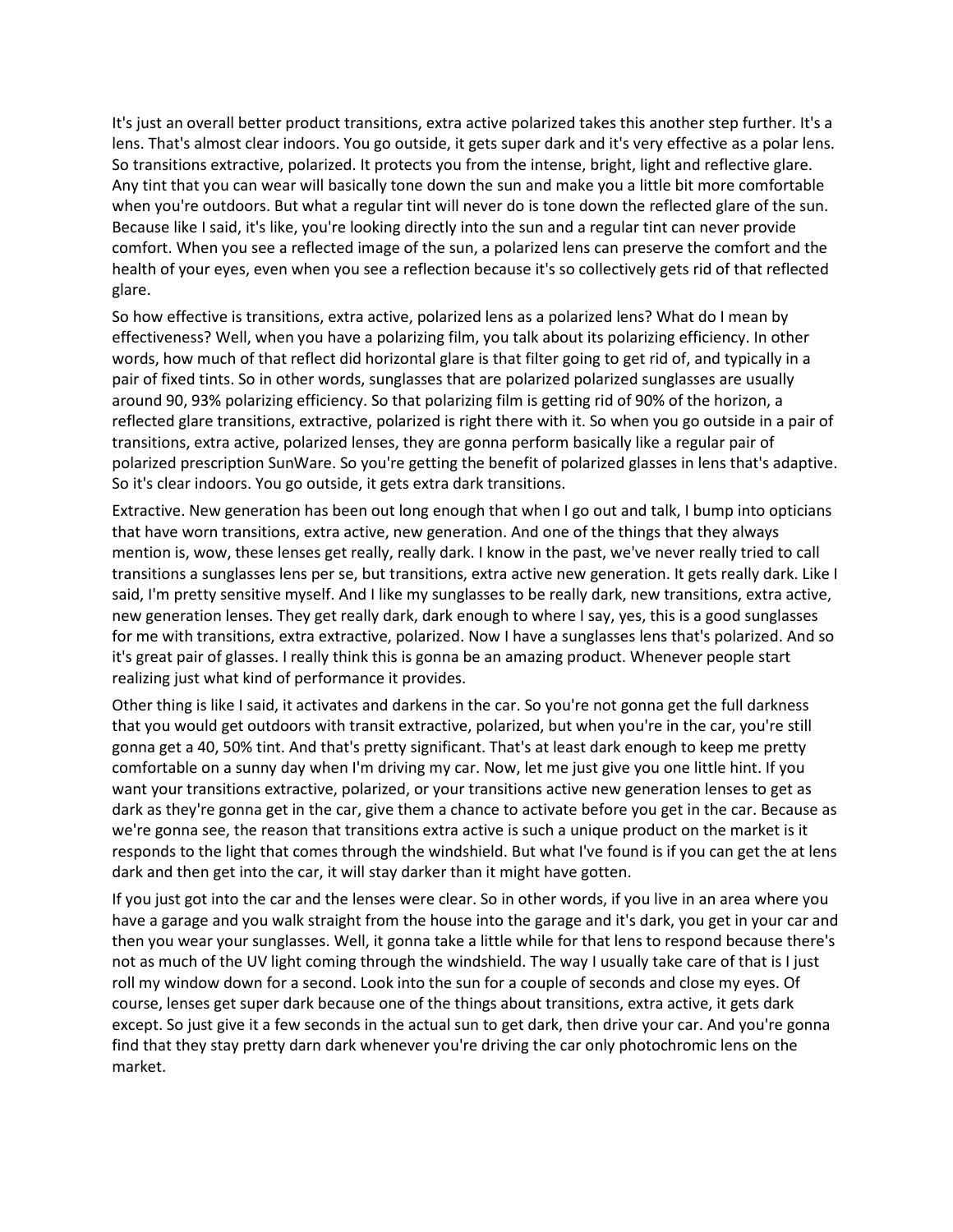It's just an overall better product transitions, extra active polarized takes this another step further. It's a lens. That's almost clear indoors. You go outside, it gets super dark and it's very effective as a polar lens. So transitions extractive, polarized. It protects you from the intense, bright, light and reflective glare. Any tint that you can wear will basically tone down the sun and make you a little bit more comfortable when you're outdoors. But what a regular tint will never do is tone down the reflected glare of the sun. Because like I said, it's like, you're looking directly into the sun and a regular tint can never provide comfort. When you see a reflected image of the sun, a polarized lens can preserve the comfort and the health of your eyes, even when you see a reflection because it's so collectively gets rid of that reflected glare.

So how effective is transitions, extra active, polarized lens as a polarized lens? What do I mean by effectiveness? Well, when you have a polarizing film, you talk about its polarizing efficiency. In other words, how much of that reflect did horizontal glare is that filter going to get rid of, and typically in a pair of fixed tints. So in other words, sunglasses that are polarized polarized sunglasses are usually around 90, 93% polarizing efficiency. So that polarizing film is getting rid of 90% of the horizon, a reflected glare transitions, extractive, polarized is right there with it. So when you go outside in a pair of transitions, extra active, polarized lenses, they are gonna perform basically like a regular pair of polarized prescription SunWare. So you're getting the benefit of polarized glasses in lens that's adaptive. So it's clear indoors. You go outside, it gets extra dark transitions.

Extractive. New generation has been out long enough that when I go out and talk, I bump into opticians that have worn transitions, extra active, new generation. And one of the things that they always mention is, wow, these lenses get really, really dark. I know in the past, we've never really tried to call transitions a sunglasses lens per se, but transitions, extra active new generation. It gets really dark. Like I said, I'm pretty sensitive myself. And I like my sunglasses to be really dark, new transitions, extra active, new generation lenses. They get really dark, dark enough to where I say, yes, this is a good sunglasses for me with transitions, extra extractive, polarized. Now I have a sunglasses lens that's polarized. And so it's great pair of glasses. I really think this is gonna be an amazing product. Whenever people start realizing just what kind of performance it provides.

Other thing is like I said, it activates and darkens in the car. So you're not gonna get the full darkness that you would get outdoors with transit extractive, polarized, but when you're in the car, you're still gonna get a 40, 50% tint. And that's pretty significant. That's at least dark enough to keep me pretty comfortable on a sunny day when I'm driving my car. Now, let me just give you one little hint. If you want your transitions extractive, polarized, or your transitions active new generation lenses to get as dark as they're gonna get in the car, give them a chance to activate before you get in the car. Because as we're gonna see, the reason that transitions extra active is such a unique product on the market is it responds to the light that comes through the windshield. But what I've found is if you can get the at lens dark and then get into the car, it will stay darker than it might have gotten.

If you just got into the car and the lenses were clear. So in other words, if you live in an area where you have a garage and you walk straight from the house into the garage and it's dark, you get in your car and then you wear your sunglasses. Well, it gonna take a little while for that lens to respond because there's not as much of the UV light coming through the windshield. The way I usually take care of that is I just roll my window down for a second. Look into the sun for a couple of seconds and close my eyes. Of course, lenses get super dark because one of the things about transitions, extra active, it gets dark except. So just give it a few seconds in the actual sun to get dark, then drive your car. And you're gonna find that they stay pretty darn dark whenever you're driving the car only photochromic lens on the market.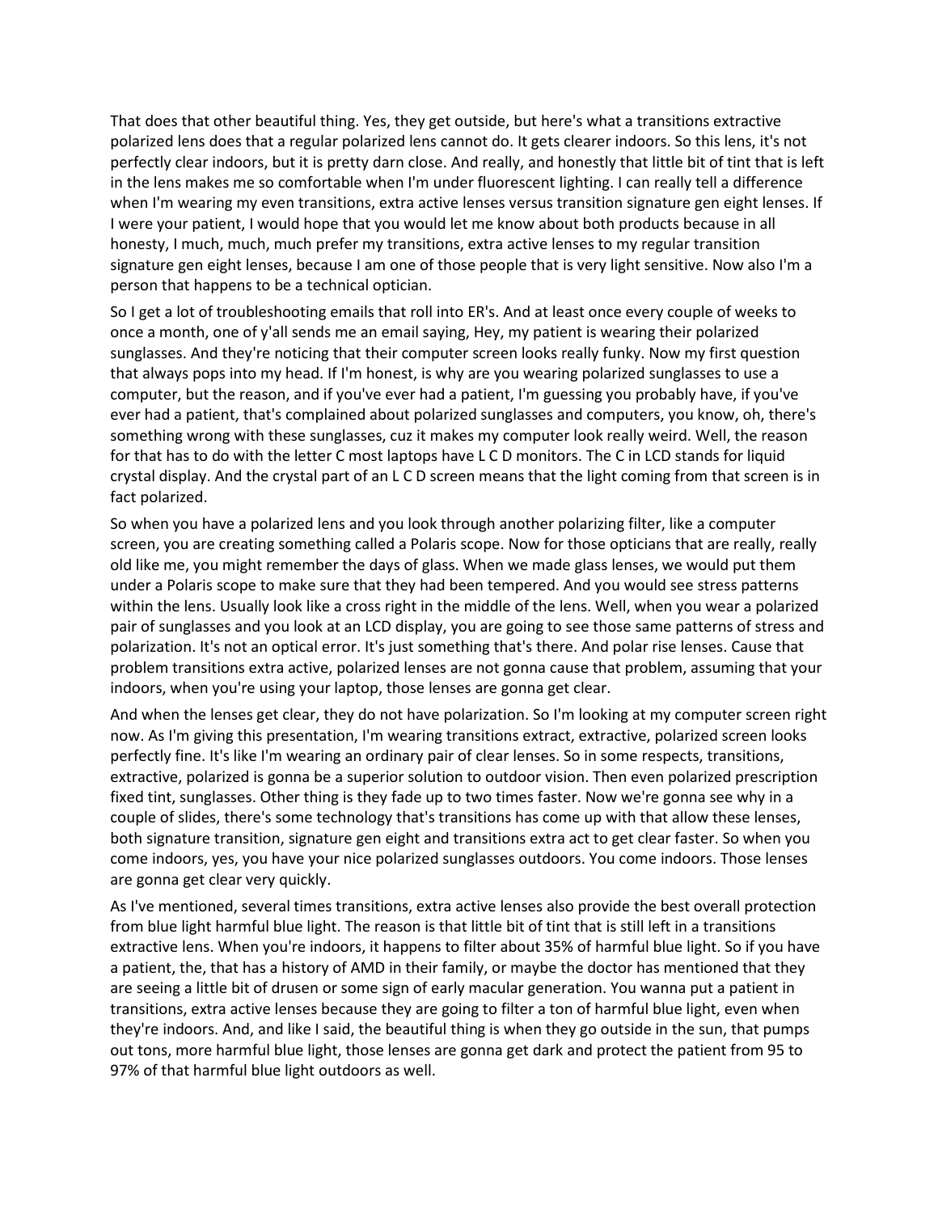That does that other beautiful thing. Yes, they get outside, but here's what a transitions extractive polarized lens does that a regular polarized lens cannot do. It gets clearer indoors. So this lens, it's not perfectly clear indoors, but it is pretty darn close. And really, and honestly that little bit of tint that is left in the lens makes me so comfortable when I'm under fluorescent lighting. I can really tell a difference when I'm wearing my even transitions, extra active lenses versus transition signature gen eight lenses. If I were your patient, I would hope that you would let me know about both products because in all honesty, I much, much, much prefer my transitions, extra active lenses to my regular transition signature gen eight lenses, because I am one of those people that is very light sensitive. Now also I'm a person that happens to be a technical optician.

So I get a lot of troubleshooting emails that roll into ER's. And at least once every couple of weeks to once a month, one of y'all sends me an email saying, Hey, my patient is wearing their polarized sunglasses. And they're noticing that their computer screen looks really funky. Now my first question that always pops into my head. If I'm honest, is why are you wearing polarized sunglasses to use a computer, but the reason, and if you've ever had a patient, I'm guessing you probably have, if you've ever had a patient, that's complained about polarized sunglasses and computers, you know, oh, there's something wrong with these sunglasses, cuz it makes my computer look really weird. Well, the reason for that has to do with the letter C most laptops have L C D monitors. The C in LCD stands for liquid crystal display. And the crystal part of an L C D screen means that the light coming from that screen is in fact polarized.

So when you have a polarized lens and you look through another polarizing filter, like a computer screen, you are creating something called a Polaris scope. Now for those opticians that are really, really old like me, you might remember the days of glass. When we made glass lenses, we would put them under a Polaris scope to make sure that they had been tempered. And you would see stress patterns within the lens. Usually look like a cross right in the middle of the lens. Well, when you wear a polarized pair of sunglasses and you look at an LCD display, you are going to see those same patterns of stress and polarization. It's not an optical error. It's just something that's there. And polar rise lenses. Cause that problem transitions extra active, polarized lenses are not gonna cause that problem, assuming that your indoors, when you're using your laptop, those lenses are gonna get clear.

And when the lenses get clear, they do not have polarization. So I'm looking at my computer screen right now. As I'm giving this presentation, I'm wearing transitions extract, extractive, polarized screen looks perfectly fine. It's like I'm wearing an ordinary pair of clear lenses. So in some respects, transitions, extractive, polarized is gonna be a superior solution to outdoor vision. Then even polarized prescription fixed tint, sunglasses. Other thing is they fade up to two times faster. Now we're gonna see why in a couple of slides, there's some technology that's transitions has come up with that allow these lenses, both signature transition, signature gen eight and transitions extra act to get clear faster. So when you come indoors, yes, you have your nice polarized sunglasses outdoors. You come indoors. Those lenses are gonna get clear very quickly.

As I've mentioned, several times transitions, extra active lenses also provide the best overall protection from blue light harmful blue light. The reason is that little bit of tint that is still left in a transitions extractive lens. When you're indoors, it happens to filter about 35% of harmful blue light. So if you have a patient, the, that has a history of AMD in their family, or maybe the doctor has mentioned that they are seeing a little bit of drusen or some sign of early macular generation. You wanna put a patient in transitions, extra active lenses because they are going to filter a ton of harmful blue light, even when they're indoors. And, and like I said, the beautiful thing is when they go outside in the sun, that pumps out tons, more harmful blue light, those lenses are gonna get dark and protect the patient from 95 to 97% of that harmful blue light outdoors as well.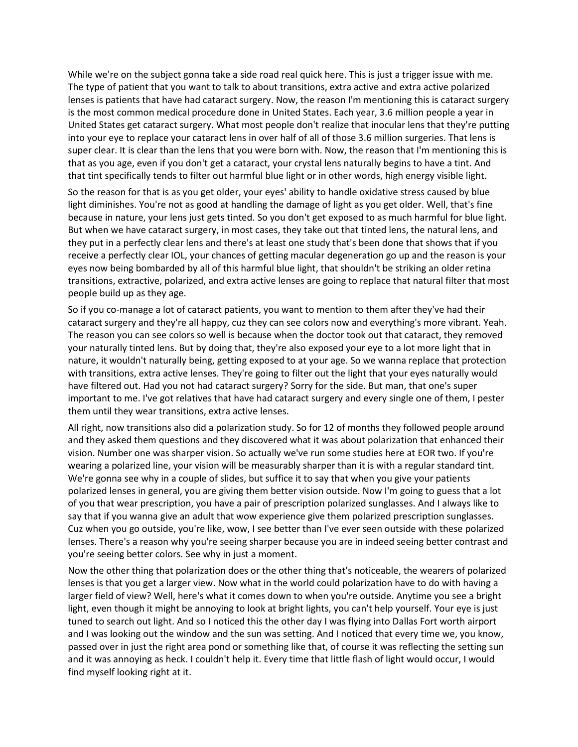While we're on the subject gonna take a side road real quick here. This is just a trigger issue with me. The type of patient that you want to talk to about transitions, extra active and extra active polarized lenses is patients that have had cataract surgery. Now, the reason I'm mentioning this is cataract surgery is the most common medical procedure done in United States. Each year, 3.6 million people a year in United States get cataract surgery. What most people don't realize that inocular lens that they're putting into your eye to replace your cataract lens in over half of all of those 3.6 million surgeries. That lens is super clear. It is clear than the lens that you were born with. Now, the reason that I'm mentioning this is that as you age, even if you don't get a cataract, your crystal lens naturally begins to have a tint. And that tint specifically tends to filter out harmful blue light or in other words, high energy visible light.

So the reason for that is as you get older, your eyes' ability to handle oxidative stress caused by blue light diminishes. You're not as good at handling the damage of light as you get older. Well, that's fine because in nature, your lens just gets tinted. So you don't get exposed to as much harmful for blue light. But when we have cataract surgery, in most cases, they take out that tinted lens, the natural lens, and they put in a perfectly clear lens and there's at least one study that's been done that shows that if you receive a perfectly clear IOL, your chances of getting macular degeneration go up and the reason is your eyes now being bombarded by all of this harmful blue light, that shouldn't be striking an older retina transitions, extractive, polarized, and extra active lenses are going to replace that natural filter that most people build up as they age.

So if you co-manage a lot of cataract patients, you want to mention to them after they've had their cataract surgery and they're all happy, cuz they can see colors now and everything's more vibrant. Yeah. The reason you can see colors so well is because when the doctor took out that cataract, they removed your naturally tinted lens. But by doing that, they're also exposed your eye to a lot more light that in nature, it wouldn't naturally being, getting exposed to at your age. So we wanna replace that protection with transitions, extra active lenses. They're going to filter out the light that your eyes naturally would have filtered out. Had you not had cataract surgery? Sorry for the side. But man, that one's super important to me. I've got relatives that have had cataract surgery and every single one of them, I pester them until they wear transitions, extra active lenses.

All right, now transitions also did a polarization study. So for 12 of months they followed people around and they asked them questions and they discovered what it was about polarization that enhanced their vision. Number one was sharper vision. So actually we've run some studies here at EOR two. If you're wearing a polarized line, your vision will be measurably sharper than it is with a regular standard tint. We're gonna see why in a couple of slides, but suffice it to say that when you give your patients polarized lenses in general, you are giving them better vision outside. Now I'm going to guess that a lot of you that wear prescription, you have a pair of prescription polarized sunglasses. And I always like to say that if you wanna give an adult that wow experience give them polarized prescription sunglasses. Cuz when you go outside, you're like, wow, I see better than I've ever seen outside with these polarized lenses. There's a reason why you're seeing sharper because you are in indeed seeing better contrast and you're seeing better colors. See why in just a moment.

Now the other thing that polarization does or the other thing that's noticeable, the wearers of polarized lenses is that you get a larger view. Now what in the world could polarization have to do with having a larger field of view? Well, here's what it comes down to when you're outside. Anytime you see a bright light, even though it might be annoying to look at bright lights, you can't help yourself. Your eye is just tuned to search out light. And so I noticed this the other day I was flying into Dallas Fort worth airport and I was looking out the window and the sun was setting. And I noticed that every time we, you know, passed over in just the right area pond or something like that, of course it was reflecting the setting sun and it was annoying as heck. I couldn't help it. Every time that little flash of light would occur, I would find myself looking right at it.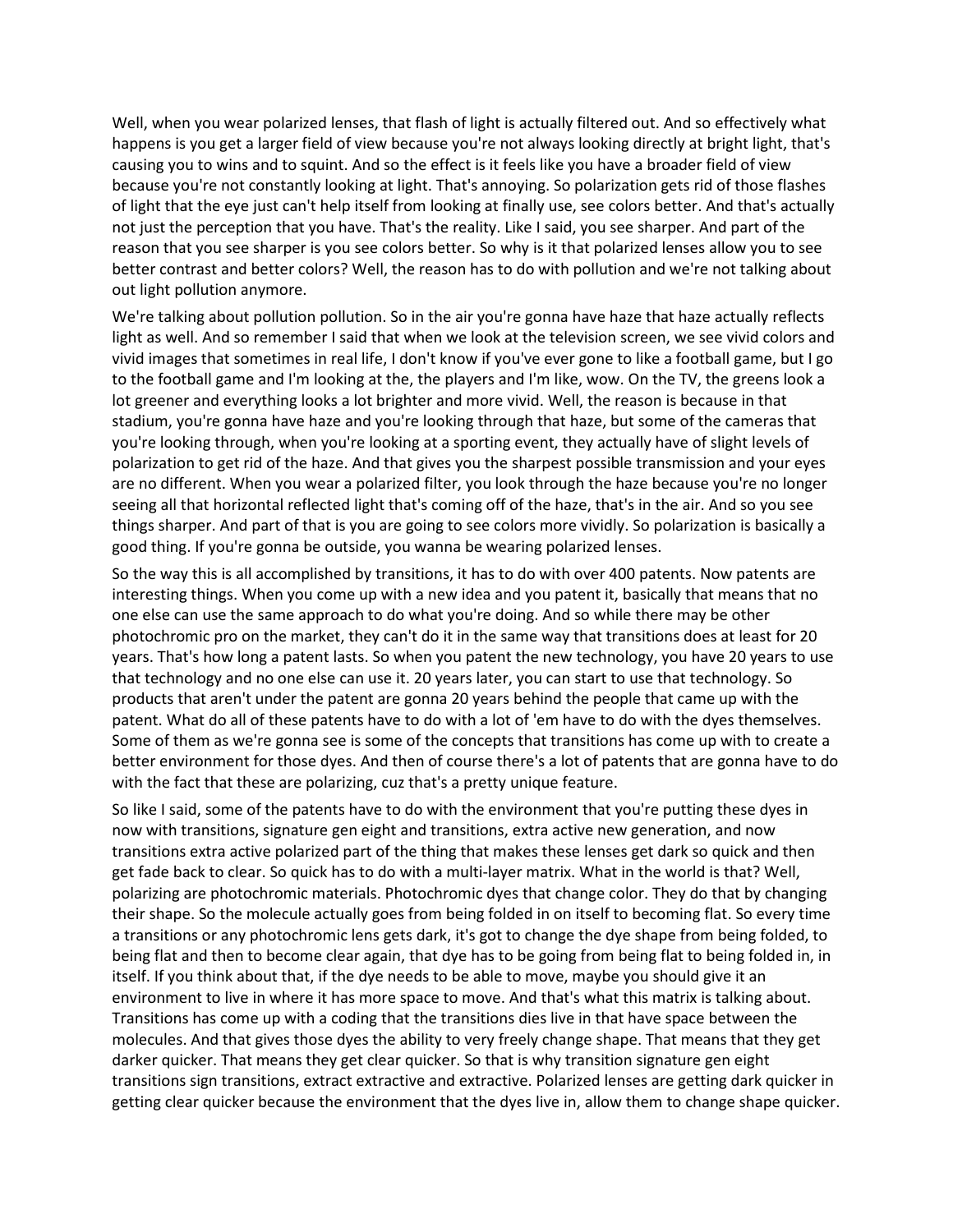Well, when you wear polarized lenses, that flash of light is actually filtered out. And so effectively what happens is you get a larger field of view because you're not always looking directly at bright light, that's causing you to wins and to squint. And so the effect is it feels like you have a broader field of view because you're not constantly looking at light. That's annoying. So polarization gets rid of those flashes of light that the eye just can't help itself from looking at finally use, see colors better. And that's actually not just the perception that you have. That's the reality. Like I said, you see sharper. And part of the reason that you see sharper is you see colors better. So why is it that polarized lenses allow you to see better contrast and better colors? Well, the reason has to do with pollution and we're not talking about out light pollution anymore.

We're talking about pollution pollution. So in the air you're gonna have haze that haze actually reflects light as well. And so remember I said that when we look at the television screen, we see vivid colors and vivid images that sometimes in real life, I don't know if you've ever gone to like a football game, but I go to the football game and I'm looking at the, the players and I'm like, wow. On the TV, the greens look a lot greener and everything looks a lot brighter and more vivid. Well, the reason is because in that stadium, you're gonna have haze and you're looking through that haze, but some of the cameras that you're looking through, when you're looking at a sporting event, they actually have of slight levels of polarization to get rid of the haze. And that gives you the sharpest possible transmission and your eyes are no different. When you wear a polarized filter, you look through the haze because you're no longer seeing all that horizontal reflected light that's coming off of the haze, that's in the air. And so you see things sharper. And part of that is you are going to see colors more vividly. So polarization is basically a good thing. If you're gonna be outside, you wanna be wearing polarized lenses.

So the way this is all accomplished by transitions, it has to do with over 400 patents. Now patents are interesting things. When you come up with a new idea and you patent it, basically that means that no one else can use the same approach to do what you're doing. And so while there may be other photochromic pro on the market, they can't do it in the same way that transitions does at least for 20 years. That's how long a patent lasts. So when you patent the new technology, you have 20 years to use that technology and no one else can use it. 20 years later, you can start to use that technology. So products that aren't under the patent are gonna 20 years behind the people that came up with the patent. What do all of these patents have to do with a lot of 'em have to do with the dyes themselves. Some of them as we're gonna see is some of the concepts that transitions has come up with to create a better environment for those dyes. And then of course there's a lot of patents that are gonna have to do with the fact that these are polarizing, cuz that's a pretty unique feature.

So like I said, some of the patents have to do with the environment that you're putting these dyes in now with transitions, signature gen eight and transitions, extra active new generation, and now transitions extra active polarized part of the thing that makes these lenses get dark so quick and then get fade back to clear. So quick has to do with a multi-layer matrix. What in the world is that? Well, polarizing are photochromic materials. Photochromic dyes that change color. They do that by changing their shape. So the molecule actually goes from being folded in on itself to becoming flat. So every time a transitions or any photochromic lens gets dark, it's got to change the dye shape from being folded, to being flat and then to become clear again, that dye has to be going from being flat to being folded in, in itself. If you think about that, if the dye needs to be able to move, maybe you should give it an environment to live in where it has more space to move. And that's what this matrix is talking about. Transitions has come up with a coding that the transitions dies live in that have space between the molecules. And that gives those dyes the ability to very freely change shape. That means that they get darker quicker. That means they get clear quicker. So that is why transition signature gen eight transitions sign transitions, extract extractive and extractive. Polarized lenses are getting dark quicker in getting clear quicker because the environment that the dyes live in, allow them to change shape quicker.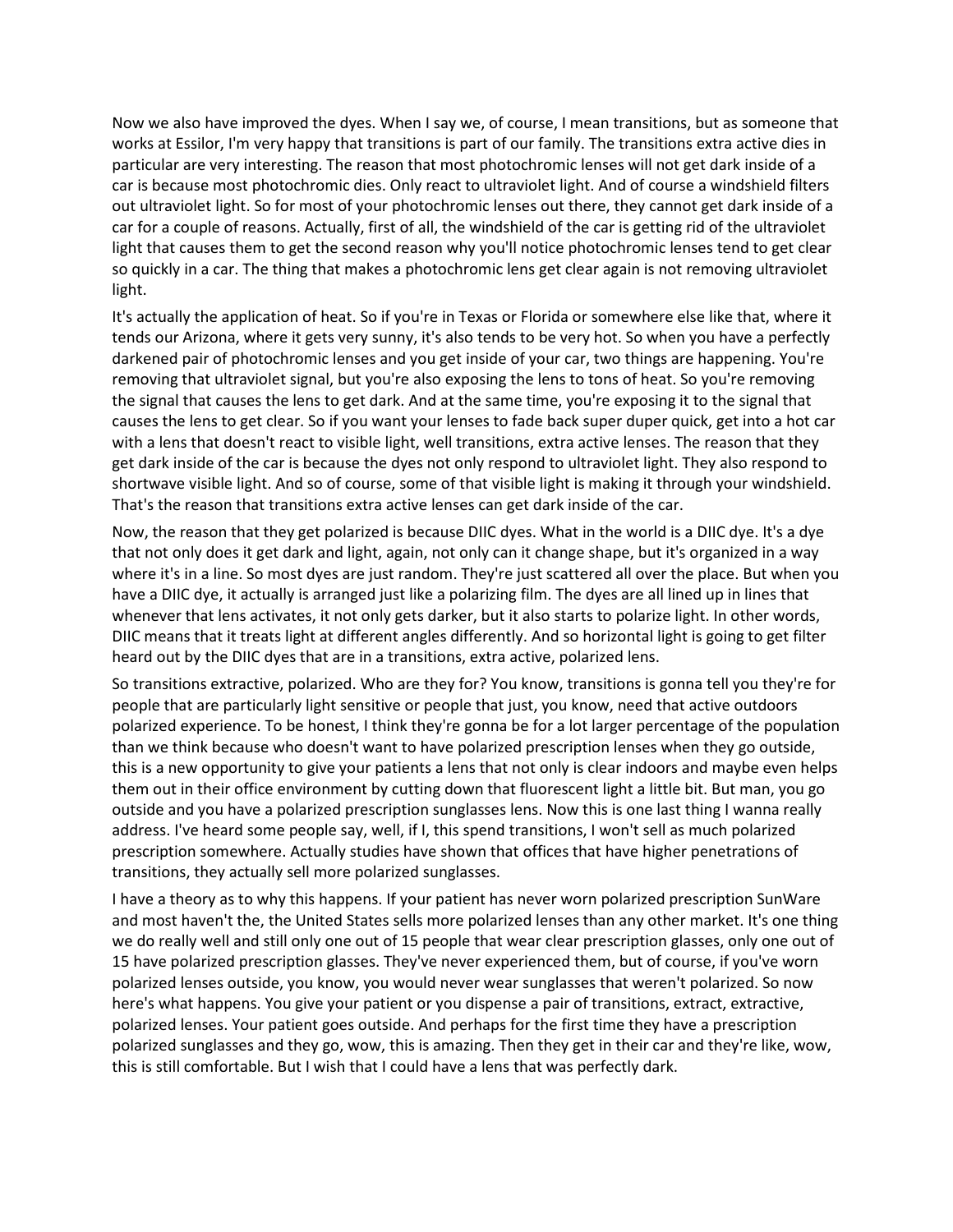Now we also have improved the dyes. When I say we, of course, I mean transitions, but as someone that works at Essilor, I'm very happy that transitions is part of our family. The transitions extra active dies in particular are very interesting. The reason that most photochromic lenses will not get dark inside of a car is because most photochromic dies. Only react to ultraviolet light. And of course a windshield filters out ultraviolet light. So for most of your photochromic lenses out there, they cannot get dark inside of a car for a couple of reasons. Actually, first of all, the windshield of the car is getting rid of the ultraviolet light that causes them to get the second reason why you'll notice photochromic lenses tend to get clear so quickly in a car. The thing that makes a photochromic lens get clear again is not removing ultraviolet light.

It's actually the application of heat. So if you're in Texas or Florida or somewhere else like that, where it tends our Arizona, where it gets very sunny, it's also tends to be very hot. So when you have a perfectly darkened pair of photochromic lenses and you get inside of your car, two things are happening. You're removing that ultraviolet signal, but you're also exposing the lens to tons of heat. So you're removing the signal that causes the lens to get dark. And at the same time, you're exposing it to the signal that causes the lens to get clear. So if you want your lenses to fade back super duper quick, get into a hot car with a lens that doesn't react to visible light, well transitions, extra active lenses. The reason that they get dark inside of the car is because the dyes not only respond to ultraviolet light. They also respond to shortwave visible light. And so of course, some of that visible light is making it through your windshield. That's the reason that transitions extra active lenses can get dark inside of the car.

Now, the reason that they get polarized is because DIIC dyes. What in the world is a DIIC dye. It's a dye that not only does it get dark and light, again, not only can it change shape, but it's organized in a way where it's in a line. So most dyes are just random. They're just scattered all over the place. But when you have a DIIC dye, it actually is arranged just like a polarizing film. The dyes are all lined up in lines that whenever that lens activates, it not only gets darker, but it also starts to polarize light. In other words, DIIC means that it treats light at different angles differently. And so horizontal light is going to get filter heard out by the DIIC dyes that are in a transitions, extra active, polarized lens.

So transitions extractive, polarized. Who are they for? You know, transitions is gonna tell you they're for people that are particularly light sensitive or people that just, you know, need that active outdoors polarized experience. To be honest, I think they're gonna be for a lot larger percentage of the population than we think because who doesn't want to have polarized prescription lenses when they go outside, this is a new opportunity to give your patients a lens that not only is clear indoors and maybe even helps them out in their office environment by cutting down that fluorescent light a little bit. But man, you go outside and you have a polarized prescription sunglasses lens. Now this is one last thing I wanna really address. I've heard some people say, well, if I, this spend transitions, I won't sell as much polarized prescription somewhere. Actually studies have shown that offices that have higher penetrations of transitions, they actually sell more polarized sunglasses.

I have a theory as to why this happens. If your patient has never worn polarized prescription SunWare and most haven't the, the United States sells more polarized lenses than any other market. It's one thing we do really well and still only one out of 15 people that wear clear prescription glasses, only one out of 15 have polarized prescription glasses. They've never experienced them, but of course, if you've worn polarized lenses outside, you know, you would never wear sunglasses that weren't polarized. So now here's what happens. You give your patient or you dispense a pair of transitions, extract, extractive, polarized lenses. Your patient goes outside. And perhaps for the first time they have a prescription polarized sunglasses and they go, wow, this is amazing. Then they get in their car and they're like, wow, this is still comfortable. But I wish that I could have a lens that was perfectly dark.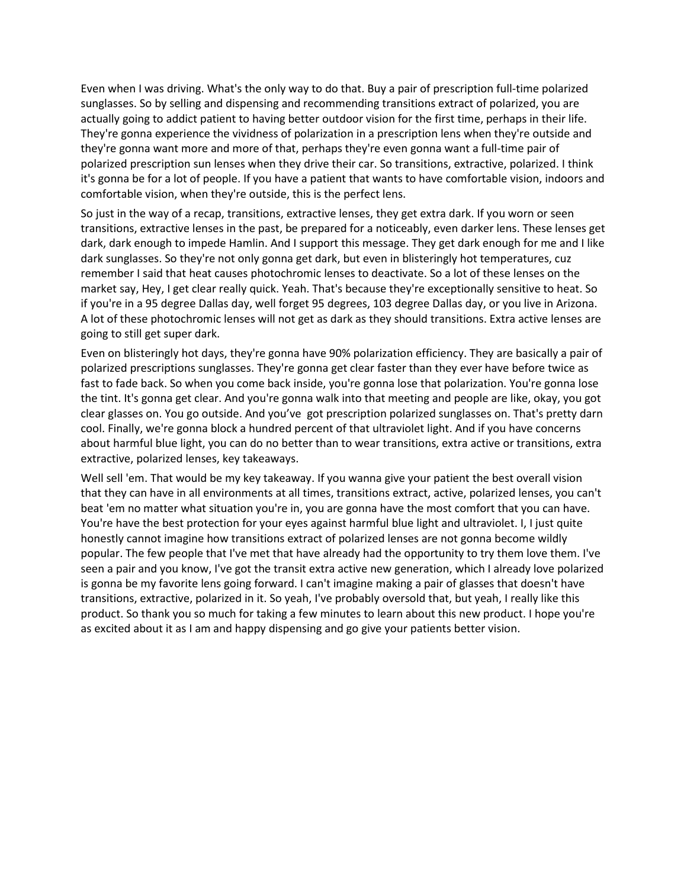Even when I was driving. What's the only way to do that. Buy a pair of prescription full-time polarized sunglasses. So by selling and dispensing and recommending transitions extract of polarized, you are actually going to addict patient to having better outdoor vision for the first time, perhaps in their life. They're gonna experience the vividness of polarization in a prescription lens when they're outside and they're gonna want more and more of that, perhaps they're even gonna want a full-time pair of polarized prescription sun lenses when they drive their car. So transitions, extractive, polarized. I think it's gonna be for a lot of people. If you have a patient that wants to have comfortable vision, indoors and comfortable vision, when they're outside, this is the perfect lens.

So just in the way of a recap, transitions, extractive lenses, they get extra dark. If you worn or seen transitions, extractive lenses in the past, be prepared for a noticeably, even darker lens. These lenses get dark, dark enough to impede Hamlin. And I support this message. They get dark enough for me and I like dark sunglasses. So they're not only gonna get dark, but even in blisteringly hot temperatures, cuz remember I said that heat causes photochromic lenses to deactivate. So a lot of these lenses on the market say, Hey, I get clear really quick. Yeah. That's because they're exceptionally sensitive to heat. So if you're in a 95 degree Dallas day, well forget 95 degrees, 103 degree Dallas day, or you live in Arizona. A lot of these photochromic lenses will not get as dark as they should transitions. Extra active lenses are going to still get super dark.

Even on blisteringly hot days, they're gonna have 90% polarization efficiency. They are basically a pair of polarized prescriptions sunglasses. They're gonna get clear faster than they ever have before twice as fast to fade back. So when you come back inside, you're gonna lose that polarization. You're gonna lose the tint. It's gonna get clear. And you're gonna walk into that meeting and people are like, okay, you got clear glasses on. You go outside. And you've got prescription polarized sunglasses on. That's pretty darn cool. Finally, we're gonna block a hundred percent of that ultraviolet light. And if you have concerns about harmful blue light, you can do no better than to wear transitions, extra active or transitions, extra extractive, polarized lenses, key takeaways.

Well sell 'em. That would be my key takeaway. If you wanna give your patient the best overall vision that they can have in all environments at all times, transitions extract, active, polarized lenses, you can't beat 'em no matter what situation you're in, you are gonna have the most comfort that you can have. You're have the best protection for your eyes against harmful blue light and ultraviolet. I, I just quite honestly cannot imagine how transitions extract of polarized lenses are not gonna become wildly popular. The few people that I've met that have already had the opportunity to try them love them. I've seen a pair and you know, I've got the transit extra active new generation, which I already love polarized is gonna be my favorite lens going forward. I can't imagine making a pair of glasses that doesn't have transitions, extractive, polarized in it. So yeah, I've probably oversold that, but yeah, I really like this product. So thank you so much for taking a few minutes to learn about this new product. I hope you're as excited about it as I am and happy dispensing and go give your patients better vision.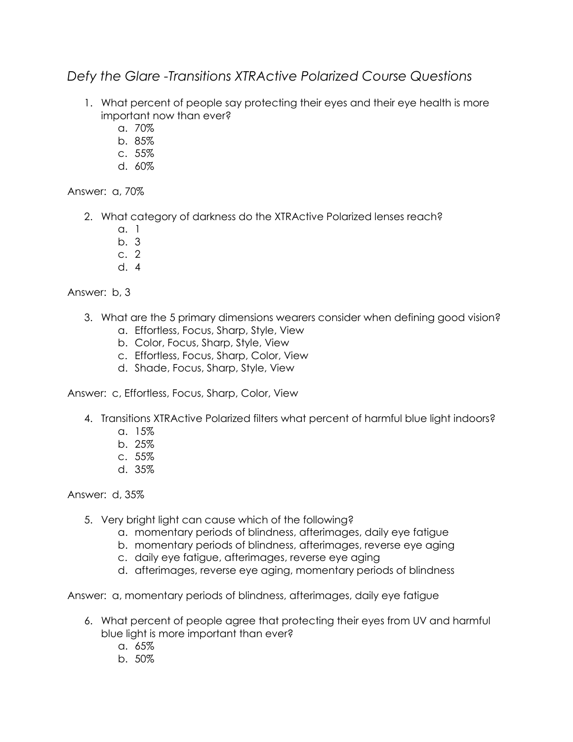# *Defy the Glare -Transitions XTRActive Polarized Course Questions*

1. What percent of people say protecting their eyes and their eye health is more important now than ever?
    a. 70%
    b. 85%
    c. 55%
    d. 60%

Answer: a, 70%

2. What category of darkness do the XTRActive Polarized lenses reach?
    a. 1
    b. 3
    c. 2
    d. 4

Answer: b, 3

3. What are the 5 primary dimensions wearers consider when defining good vision?
    a. Effortless, Focus, Sharp, Style, View
    b. Color, Focus, Sharp, Style, View
    c. Effortless, Focus, Sharp, Color, View
    d. Shade, Focus, Sharp, Style, View

Answer: c, Effortless, Focus, Sharp, Color, View

4. Transitions XTRActive Polarized filters what percent of harmful blue light indoors?
    a. 15%
    b. 25%
    c. 55%
    d. 35%

Answer: d, 35%

5. Very bright light can cause which of the following?
    a. momentary periods of blindness, afterimages, daily eye fatigue
    b. momentary periods of blindness, afterimages, reverse eye aging
    c. daily eye fatigue, afterimages, reverse eye aging
    d. afterimages, reverse eye aging, momentary periods of blindness

Answer: a, momentary periods of blindness, afterimages, daily eye fatigue

6. What percent of people agree that protecting their eyes from UV and harmful blue light is more important than ever?
    a. 65%
    b. 50%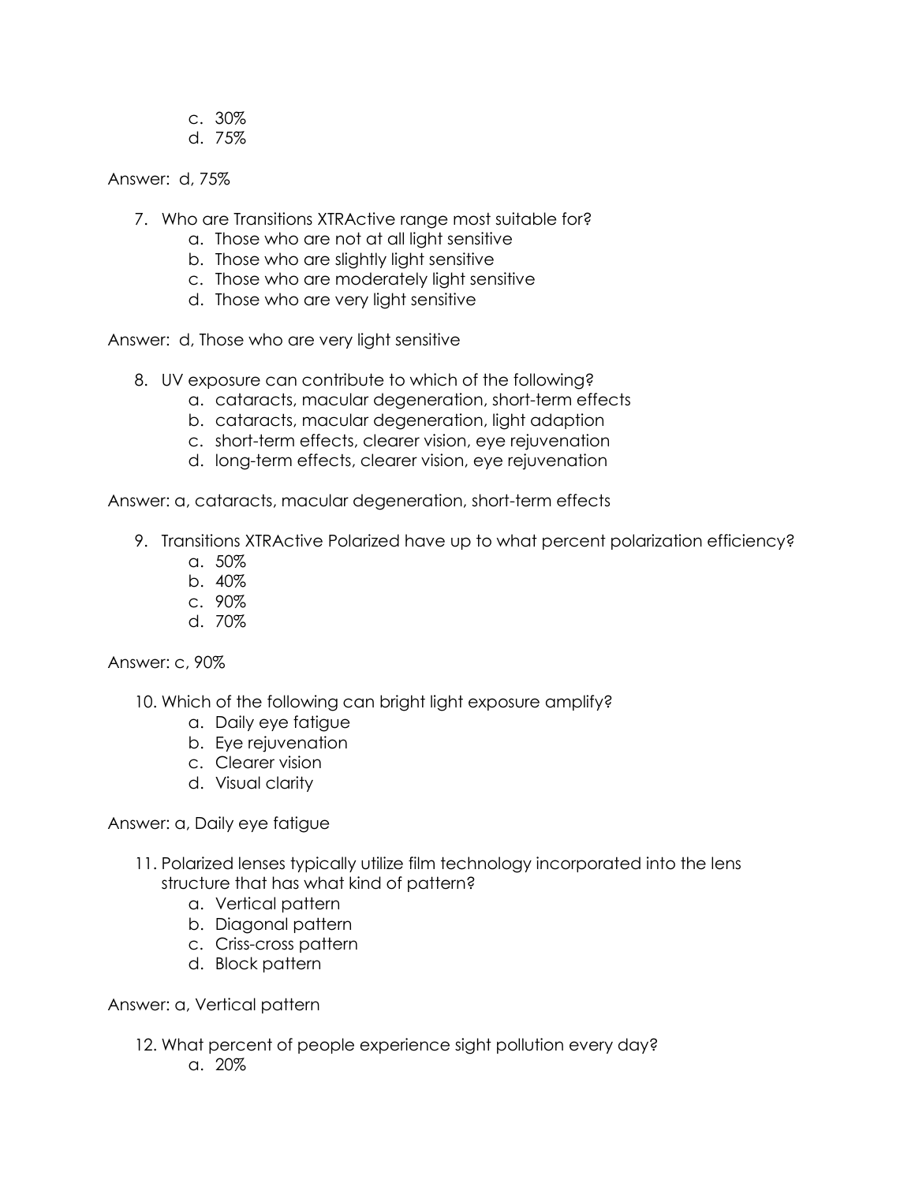c. 30%
   d. 75%

Answer: d, 75%

7. Who are Transitions XTRActive range most suitable for?
   a. Those who are not at all light sensitive
   b. Those who are slightly light sensitive
   c. Those who are moderately light sensitive
   d. Those who are very light sensitive

Answer: d, Those who are very light sensitive

8. UV exposure can contribute to which of the following?
   a. cataracts, macular degeneration, short-term effects
   b. cataracts, macular degeneration, light adaption
   c. short-term effects, clearer vision, eye rejuvenation
   d. long-term effects, clearer vision, eye rejuvenation

Answer: a, cataracts, macular degeneration, short-term effects

9. Transitions XTRActive Polarized have up to what percent polarization efficiency?
   a. 50%
   b. 40%
   c. 90%
   d. 70%

Answer: c, 90%

10. Which of the following can bright light exposure amplify?
    a. Daily eye fatigue
    b. Eye rejuvenation
    c. Clearer vision
    d. Visual clarity

Answer: a, Daily eye fatigue

11. Polarized lenses typically utilize film technology incorporated into the lens structure that has what kind of pattern?
    a. Vertical pattern
    b. Diagonal pattern
    c. Criss-cross pattern
    d. Block pattern

Answer: a, Vertical pattern

12. What percent of people experience sight pollution every day?
    a. 20%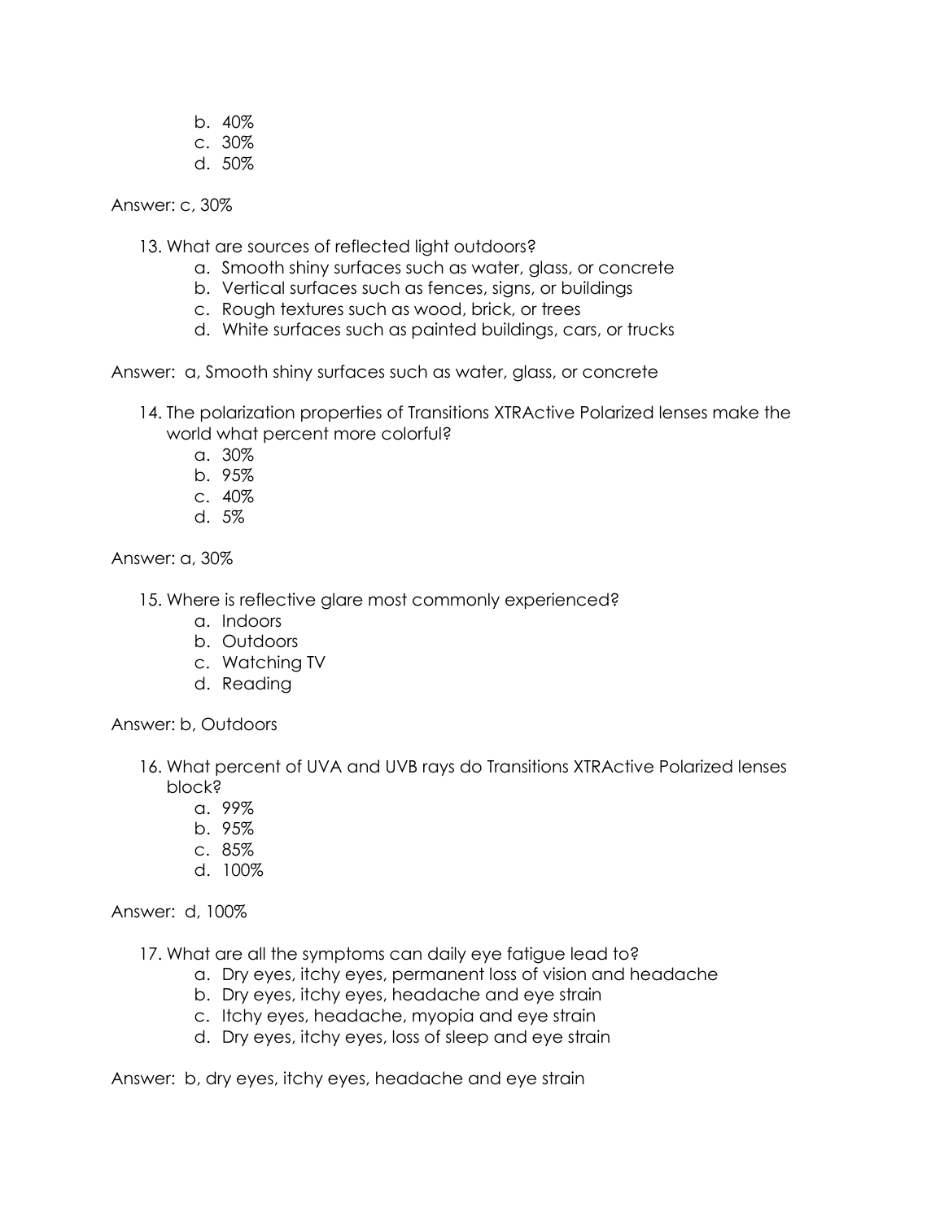b. 40%
c. 30%
d. 50%

Answer: c, 30%

13. What are sources of reflected light outdoors?
    a. Smooth shiny surfaces such as water, glass, or concrete
    b. Vertical surfaces such as fences, signs, or buildings
    c. Rough textures such as wood, brick, or trees
    d. White surfaces such as painted buildings, cars, or trucks

Answer: a, Smooth shiny surfaces such as water, glass, or concrete

14. The polarization properties of Transitions XTRActive Polarized lenses make the world what percent more colorful?
    a. 30%
    b. 95%
    c. 40%
    d. 5%

Answer: a, 30%

15. Where is reflective glare most commonly experienced?
    a. Indoors
    b. Outdoors
    c. Watching TV
    d. Reading

Answer: b, Outdoors

16. What percent of UVA and UVB rays do Transitions XTRActive Polarized lenses block?
    a. 99%
    b. 95%
    c. 85%
    d. 100%

Answer: d, 100%

17. What are all the symptoms can daily eye fatigue lead to?
    a. Dry eyes, itchy eyes, permanent loss of vision and headache
    b. Dry eyes, itchy eyes, headache and eye strain
    c. Itchy eyes, headache, myopia and eye strain
    d. Dry eyes, itchy eyes, loss of sleep and eye strain

Answer: b, dry eyes, itchy eyes, headache and eye strain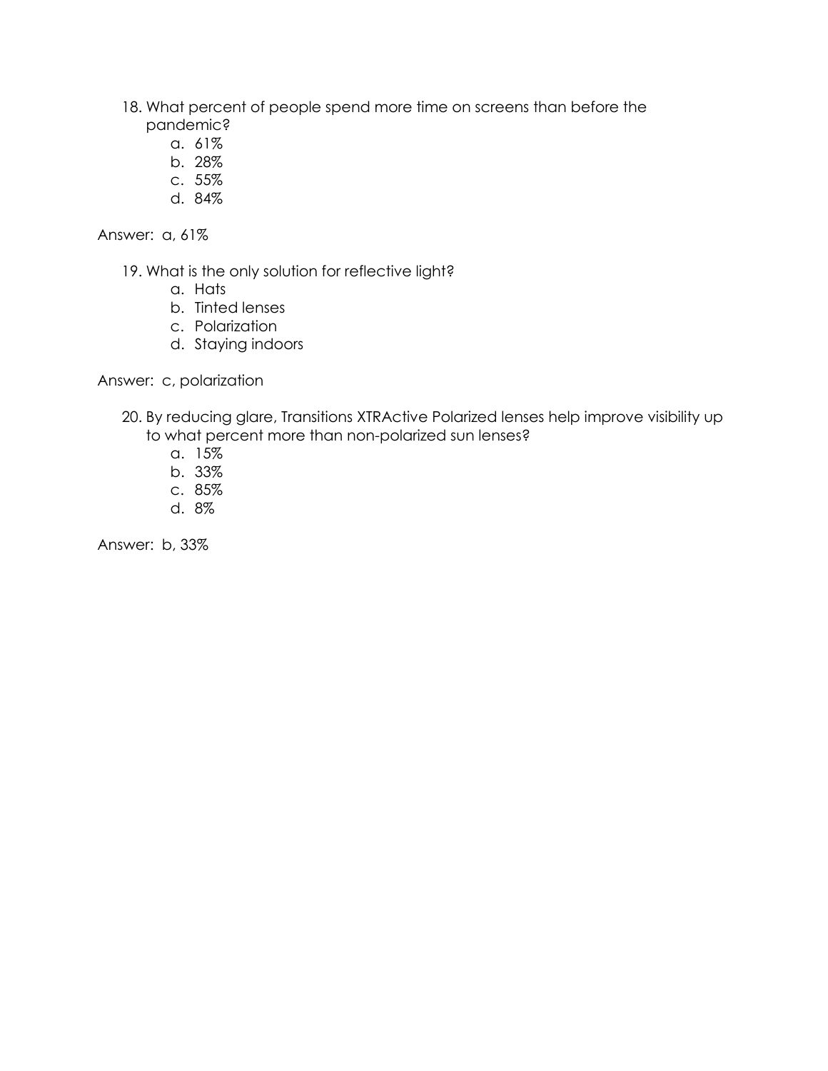18. What percent of people spend more time on screens than before the pandemic?
    a. 61%
    b. 28%
    c. 55%
    d. 84%

Answer: a, 61%

19. What is the only solution for reflective light?
    a. Hats
    b. Tinted lenses
    c. Polarization
    d. Staying indoors

Answer: c, polarization

20. By reducing glare, Transitions XTRActive Polarized lenses help improve visibility up to what percent more than non-polarized sun lenses?
    a. 15%
    b. 33%
    c. 85%
    d. 8%

Answer: b, 33%